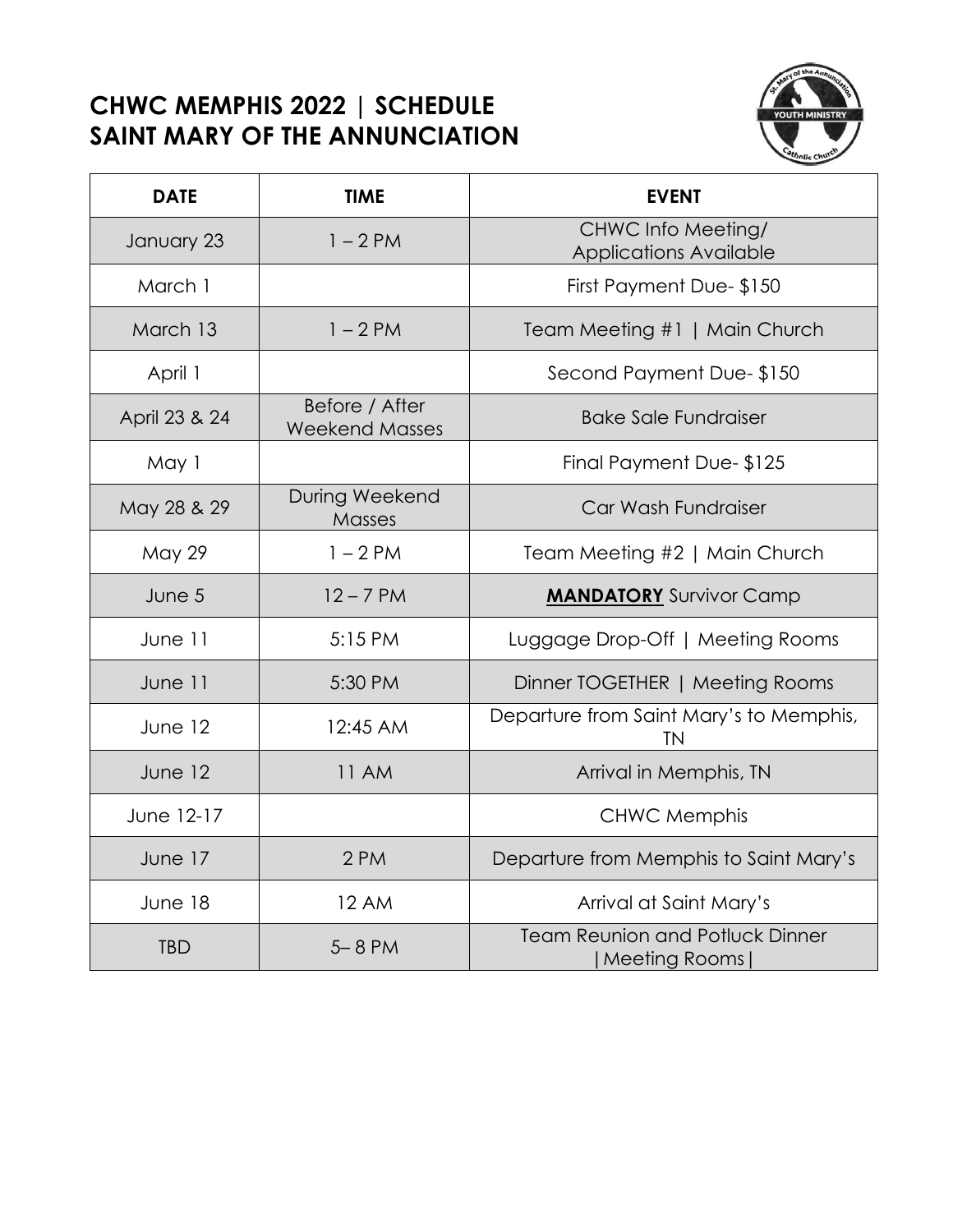# CHWC MEMPHIS 2022 | SCHEDULE
# SAINT MARY OF THE ANNUNCIATION

| DATE | TIME | EVENT |
|---|---|---|
| January 23 | 1 – 2 PM | CHWC Info Meeting/ Applications Available |
| March 1 | | First Payment Due- $150 |
| March 13 | 1 – 2 PM | Team Meeting #1 \| Main Church |
| April 1 | | Second Payment Due- $150 |
| April 23 & 24 | Before / After Weekend Masses | Bake Sale Fundraiser |
| May 1 | | Final Payment Due- $125 |
| May 28 & 29 | During Weekend Masses | Car Wash Fundraiser |
| May 29 | 1 – 2 PM | Team Meeting #2 \| Main Church |
| June 5 | 12 – 7 PM | **MANDATORY** Survivor Camp |
| June 11 | 5:15 PM | Luggage Drop-Off \| Meeting Rooms |
| June 11 | 5:30 PM | Dinner TOGETHER \| Meeting Rooms |
| June 12 | 12:45 AM | Departure from Saint Mary's to Memphis, TN |
| June 12 | 11 AM | Arrival in Memphis, TN |
| June 12-17 | | CHWC Memphis |
| June 17 | 2 PM | Departure from Memphis to Saint Mary's |
| June 18 | 12 AM | Arrival at Saint Mary's |
| TBD | 5– 8 PM | Team Reunion and Potluck Dinner \|Meeting Rooms\| |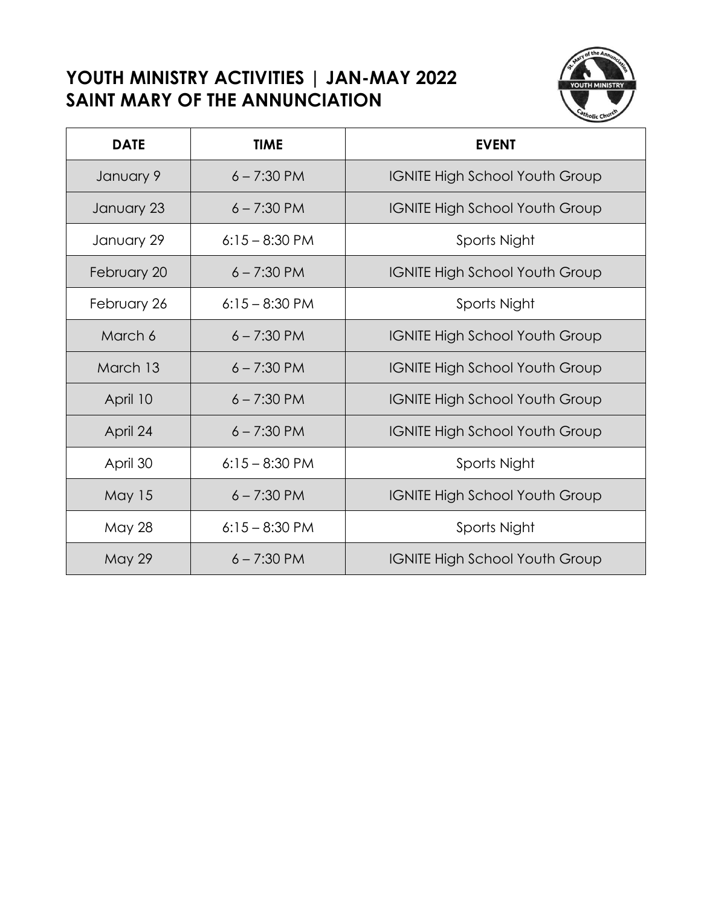# YOUTH MINISTRY ACTIVITIES | JAN-MAY 2022
# SAINT MARY OF THE ANNUNCIATION

| DATE | TIME | EVENT |
|---|---|---|
| January 9 | 6 – 7:30 PM | IGNITE High School Youth Group |
| January 23 | 6 – 7:30 PM | IGNITE High School Youth Group |
| January 29 | 6:15 – 8:30 PM | Sports Night |
| February 20 | 6 – 7:30 PM | IGNITE High School Youth Group |
| February 26 | 6:15 – 8:30 PM | Sports Night |
| March 6 | 6 – 7:30 PM | IGNITE High School Youth Group |
| March 13 | 6 – 7:30 PM | IGNITE High School Youth Group |
| April 10 | 6 – 7:30 PM | IGNITE High School Youth Group |
| April 24 | 6 – 7:30 PM | IGNITE High School Youth Group |
| April 30 | 6:15 – 8:30 PM | Sports Night |
| May 15 | 6 – 7:30 PM | IGNITE High School Youth Group |
| May 28 | 6:15 – 8:30 PM | Sports Night |
| May 29 | 6 – 7:30 PM | IGNITE High School Youth Group |